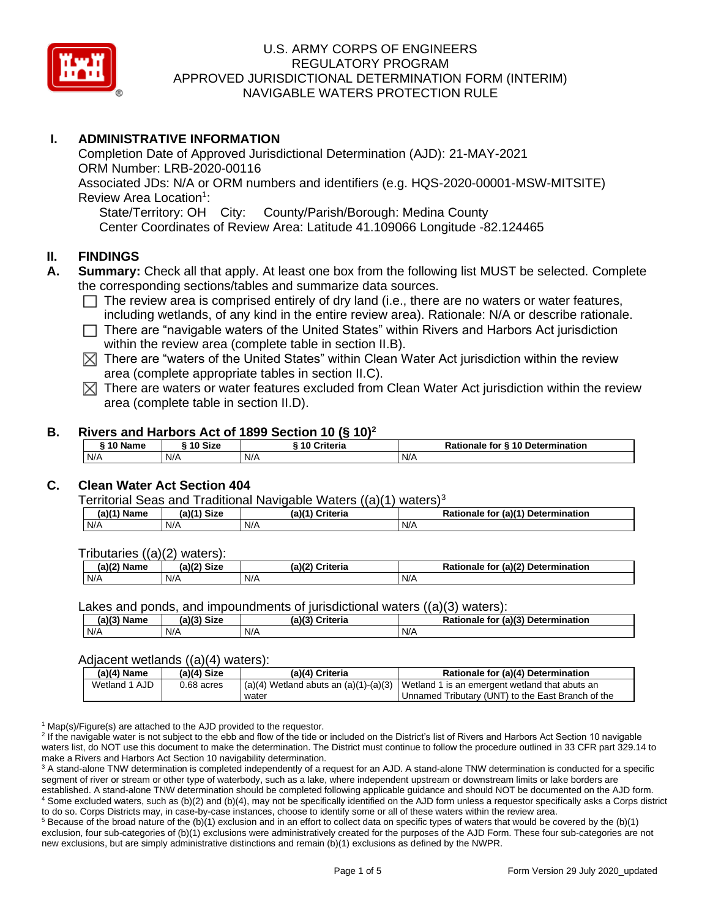U.S. ARMY CORPS OF ENGINEERS
REGULATORY PROGRAM
APPROVED JURISDICTIONAL DETERMINATION FORM (INTERIM)
NAVIGABLE WATERS PROTECTION RULE

# I. ADMINISTRATIVE INFORMATION

Completion Date of Approved Jurisdictional Determination (AJD): 21-MAY-2021
ORM Number: LRB-2020-00116
Associated JDs: N/A or ORM numbers and identifiers (e.g. HQS-2020-00001-MSW-MITSITE)
Review Area Location[1]:
State/Territory: OH City: County/Parish/Borough: Medina County
Center Coordinates of Review Area: Latitude 41.109066 Longitude -82.124465

# II. FINDINGS

**A. Summary:** Check all that apply. At least one box from the following list MUST be selected. Complete the corresponding sections/tables and summarize data sources.

- ☐ The review area is comprised entirely of dry land (i.e., there are no waters or water features, including wetlands, of any kind in the entire review area). Rationale: N/A or describe rationale.
- ☐ There are "navigable waters of the United States" within Rivers and Harbors Act jurisdiction within the review area (complete table in section II.B).
- ☒ There are "waters of the United States" within Clean Water Act jurisdiction within the review area (complete appropriate tables in section II.C).
- ☒ There are waters or water features excluded from Clean Water Act jurisdiction within the review area (complete table in section II.D).

**B. Rivers and Harbors Act of 1899 Section 10 (§ 10)[2]**

| § 10 Name | § 10 Size | § 10 Criteria | Rationale for § 10 Determination |
|---|---|---|---|
| N/A | N/A | N/A | N/A |

**C. Clean Water Act Section 404**

Territorial Seas and Traditional Navigable Waters ((a)(1) waters)[3]

| (a)(1) Name | (a)(1) Size | (a)(1) Criteria | Rationale for (a)(1) Determination |
|---|---|---|---|
| N/A | N/A | N/A | N/A |

Tributaries ((a)(2) waters):

| (a)(2) Name | (a)(2) Size | (a)(2) Criteria | Rationale for (a)(2) Determination |
|---|---|---|---|
| N/A | N/A | N/A | N/A |

Lakes and ponds, and impoundments of jurisdictional waters ((a)(3) waters):

| (a)(3) Name | (a)(3) Size | (a)(3) Criteria | Rationale for (a)(3) Determination |
|---|---|---|---|
| N/A | N/A | N/A | N/A |

Adjacent wetlands ((a)(4) waters):

| (a)(4) Name | (a)(4) Size | (a)(4) Criteria | Rationale for (a)(4) Determination |
|---|---|---|---|
| Wetland 1 AJD | 0.68 acres | (a)(4) Wetland abuts an (a)(1)-(a)(3) water | Wetland 1 is an emergent wetland that abuts an Unnamed Tributary (UNT) to the East Branch of the |

[1] Map(s)/Figure(s) are attached to the AJD provided to the requestor.
[2] If the navigable water is not subject to the ebb and flow of the tide or included on the District's list of Rivers and Harbors Act Section 10 navigable waters list, do NOT use this document to make the determination. The District must continue to follow the procedure outlined in 33 CFR part 329.14 to make a Rivers and Harbors Act Section 10 navigability determination.
[3] A stand-alone TNW determination is completed independently of a request for an AJD. A stand-alone TNW determination is conducted for a specific segment of river or stream or other type of waterbody, such as a lake, where independent upstream or downstream limits or lake borders are established. A stand-alone TNW determination should be completed following applicable guidance and should NOT be documented on the AJD form.
[4] Some excluded waters, such as (b)(2) and (b)(4), may not be specifically identified on the AJD form unless a requestor specifically asks a Corps district to do so. Corps Districts may, in case-by-case instances, choose to identify some or all of these waters within the review area.
[5] Because of the broad nature of the (b)(1) exclusion and in an effort to collect data on specific types of waters that would be covered by the (b)(1) exclusion, four sub-categories of (b)(1) exclusions were administratively created for the purposes of the AJD Form. These four sub-categories are not new exclusions, but are simply administrative distinctions and remain (b)(1) exclusions as defined by the NWPR.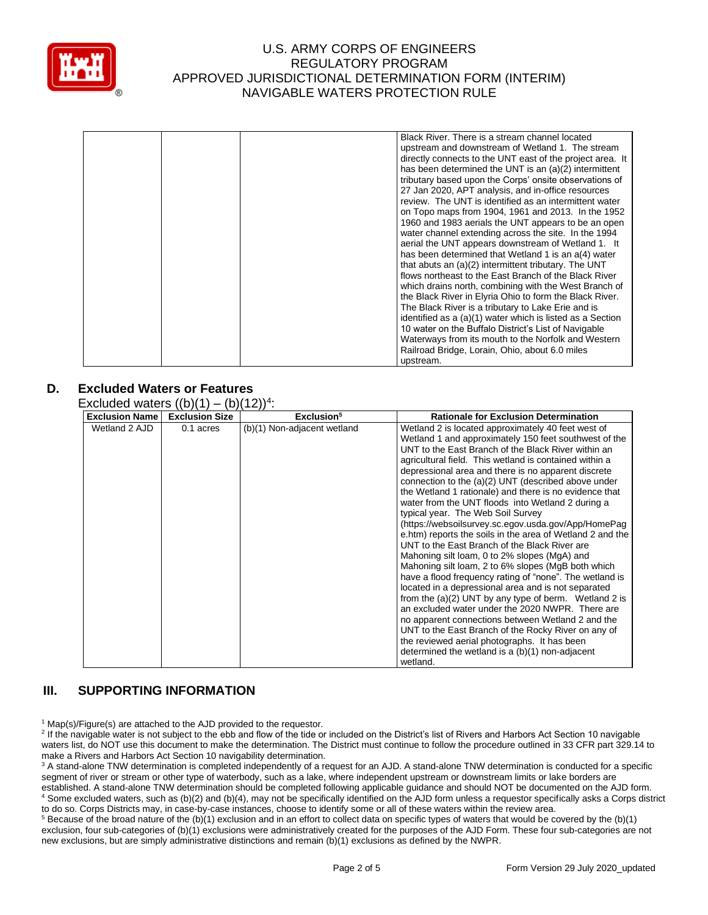| | | | Black River. There is a stream channel located upstream and downstream of Wetland 1. The stream directly connects to the UNT east of the project area. It has been determined the UNT is an (a)(2) intermittent tributary based upon the Corps' onsite observations of 27 Jan 2020, APT analysis, and in-office resources review. The UNT is identified as an intermittent water on Topo maps from 1904, 1961 and 2013. In the 1952 1960 and 1983 aerials the UNT appears to be an open water channel extending across the site. In the 1994 aerial the UNT appears downstream of Wetland 1. It has been determined that Wetland 1 is an a(4) water that abuts an (a)(2) intermittent tributary. The UNT flows northeast to the East Branch of the Black River which drains north, combining with the West Branch of the Black River in Elyria Ohio to form the Black River. The Black River is a tributary to Lake Erie and is identified as a (a)(1) water which is listed as a Section 10 water on the Buffalo District's List of Navigable Waterways from its mouth to the Norfolk and Western Railroad Bridge, Lorain, Ohio, about 6.0 miles upstream. |
|---|---|---|---|

## D. Excluded Waters or Features

Excluded waters ((b)(1) – (b)(12))[4]:

| Exclusion Name | Exclusion Size | Exclusion[5] | Rationale for Exclusion Determination |
|---|---|---|---|
| Wetland 2 AJD | 0.1 acres | (b)(1) Non-adjacent wetland | Wetland 2 is located approximately 40 feet west of Wetland 1 and approximately 150 feet southwest of the UNT to the East Branch of the Black River within an agricultural field. This wetland is contained within a depressional area and there is no apparent discrete connection to the (a)(2) UNT (described above under the Wetland 1 rationale) and there is no evidence that water from the UNT floods into Wetland 2 during a typical year. The Web Soil Survey (https://websoilsurvey.sc.egov.usda.gov/App/HomePage.htm) reports the soils in the area of Wetland 2 and the UNT to the East Branch of the Black River are Mahoning silt loam, 0 to 2% slopes (MgA) and Mahoning silt loam, 2 to 6% slopes (MgB both which have a flood frequency rating of "none". The wetland is located in a depressional area and is not separated from the (a)(2) UNT by any type of berm. Wetland 2 is an excluded water under the 2020 NWPR. There are no apparent connections between Wetland 2 and the UNT to the East Branch of the Rocky River on any of the reviewed aerial photographs. It has been determined the wetland is a (b)(1) non-adjacent wetland. |

## III. SUPPORTING INFORMATION

[1] Map(s)/Figure(s) are attached to the AJD provided to the requestor.

[2] If the navigable water is not subject to the ebb and flow of the tide or included on the District's list of Rivers and Harbors Act Section 10 navigable waters list, do NOT use this document to make the determination. The District must continue to follow the procedure outlined in 33 CFR part 329.14 to make a Rivers and Harbors Act Section 10 navigability determination.

[3] A stand-alone TNW determination is completed independently of a request for an AJD. A stand-alone TNW determination is conducted for a specific segment of river or stream or other type of waterbody, such as a lake, where independent upstream or downstream limits or lake borders are established. A stand-alone TNW determination should be completed following applicable guidance and should NOT be documented on the AJD form.

[4] Some excluded waters, such as (b)(2) and (b)(4), may not be specifically identified on the AJD form unless a requestor specifically asks a Corps district to do so. Corps Districts may, in case-by-case instances, choose to identify some or all of these waters within the review area.

[5] Because of the broad nature of the (b)(1) exclusion and in an effort to collect data on specific types of waters that would be covered by the (b)(1) exclusion, four sub-categories of (b)(1) exclusions were administratively created for the purposes of the AJD Form. These four sub-categories are not new exclusions, but are simply administrative distinctions and remain (b)(1) exclusions as defined by the NWPR.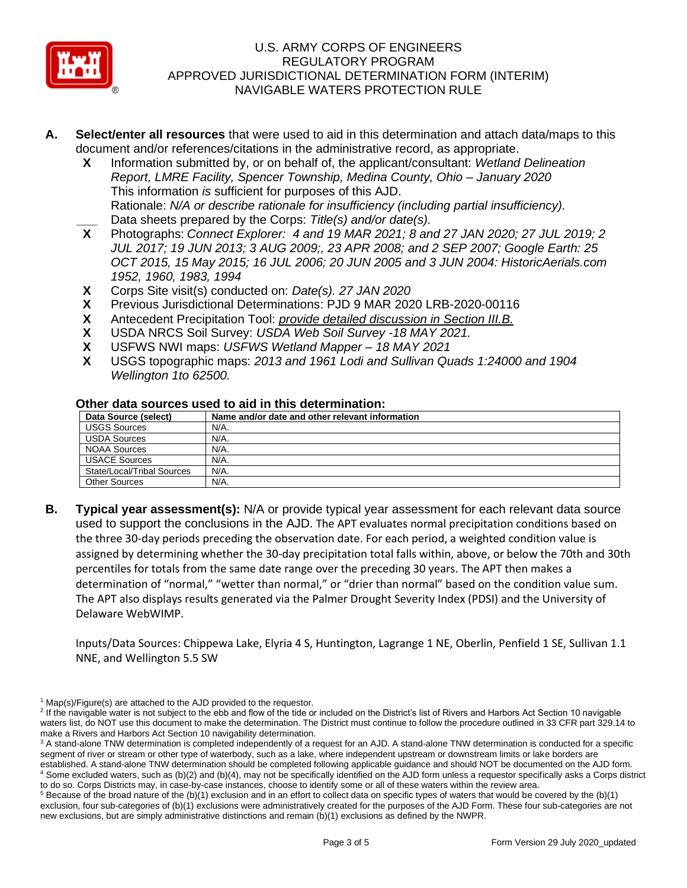U.S. ARMY CORPS OF ENGINEERS
REGULATORY PROGRAM
APPROVED JURISDICTIONAL DETERMINATION FORM (INTERIM)
NAVIGABLE WATERS PROTECTION RULE

**A. Select/enter all resources** that were used to aid in this determination and attach data/maps to this document and/or references/citations in the administrative record, as appropriate.

- **X** Information submitted by, or on behalf of, the applicant/consultant: *Wetland Delineation Report, LMRE Facility, Spencer Township, Medina County, Ohio – January 2020*
  This information *is* sufficient for purposes of this AJD.
  Rationale: *N/A or describe rationale for insufficiency (including partial insufficiency).*
- ___ Data sheets prepared by the Corps: *Title(s) and/or date(s).*
- **X** Photographs: *Connect Explorer: 4 and 19 MAR 2021; 8 and 27 JAN 2020; 27 JUL 2019; 2 JUL 2017; 19 JUN 2013; 3 AUG 2009;, 23 APR 2008; and 2 SEP 2007; Google Earth: 25 OCT 2015, 15 May 2015; 16 JUL 2006; 20 JUN 2005 and 3 JUN 2004: HistoricAerials.com 1952, 1960, 1983, 1994*
- **X** Corps Site visit(s) conducted on: *Date(s). 27 JAN 2020*
- **X** Previous Jurisdictional Determinations: PJD 9 MAR 2020 LRB-2020-00116
- **X** Antecedent Precipitation Tool: *provide detailed discussion in Section III.B.*
- **X** USDA NRCS Soil Survey: *USDA Web Soil Survey -18 MAY 2021.*
- **X** USFWS NWI maps: *USFWS Wetland Mapper – 18 MAY 2021*
- **X** USGS topographic maps: *2013 and 1961 Lodi and Sullivan Quads 1:24000 and 1904 Wellington 1to 62500.*

**Other data sources used to aid in this determination:**

| Data Source (select) | Name and/or date and other relevant information |
|---|---|
| USGS Sources | N/A. |
| USDA Sources | N/A. |
| NOAA Sources | N/A. |
| USACE Sources | N/A. |
| State/Local/Tribal Sources | N/A. |
| Other Sources | N/A. |

**B. Typical year assessment(s):** N/A or provide typical year assessment for each relevant data source used to support the conclusions in the AJD. The APT evaluates normal precipitation conditions based on the three 30-day periods preceding the observation date. For each period, a weighted condition value is assigned by determining whether the 30-day precipitation total falls within, above, or below the 70th and 30th percentiles for totals from the same date range over the preceding 30 years. The APT then makes a determination of "normal," "wetter than normal," or "drier than normal" based on the condition value sum. The APT also displays results generated via the Palmer Drought Severity Index (PDSI) and the University of Delaware WebWIMP.

Inputs/Data Sources: Chippewa Lake, Elyria 4 S, Huntington, Lagrange 1 NE, Oberlin, Penfield 1 SE, Sullivan 1.1 NNE, and Wellington 5.5 SW

---

[1] Map(s)/Figure(s) are attached to the AJD provided to the requestor.
[2] If the navigable water is not subject to the ebb and flow of the tide or included on the District's list of Rivers and Harbors Act Section 10 navigable waters list, do NOT use this document to make the determination. The District must continue to follow the procedure outlined in 33 CFR part 329.14 to make a Rivers and Harbors Act Section 10 navigability determination.
[3] A stand-alone TNW determination is completed independently of a request for an AJD. A stand-alone TNW determination is conducted for a specific segment of river or stream or other type of waterbody, such as a lake, where independent upstream or downstream limits or lake borders are established. A stand-alone TNW determination should be completed following applicable guidance and should NOT be documented on the AJD form.
[4] Some excluded waters, such as (b)(2) and (b)(4), may not be specifically identified on the AJD form unless a requestor specifically asks a Corps district to do so. Corps Districts may, in case-by-case instances, choose to identify some or all of these waters within the review area.
[5] Because of the broad nature of the (b)(1) exclusion and in an effort to collect data on specific types of waters that would be covered by the (b)(1) exclusion, four sub-categories of (b)(1) exclusions were administratively created for the purposes of the AJD Form. These four sub-categories are not new exclusions, but are simply administrative distinctions and remain (b)(1) exclusions as defined by the NWPR.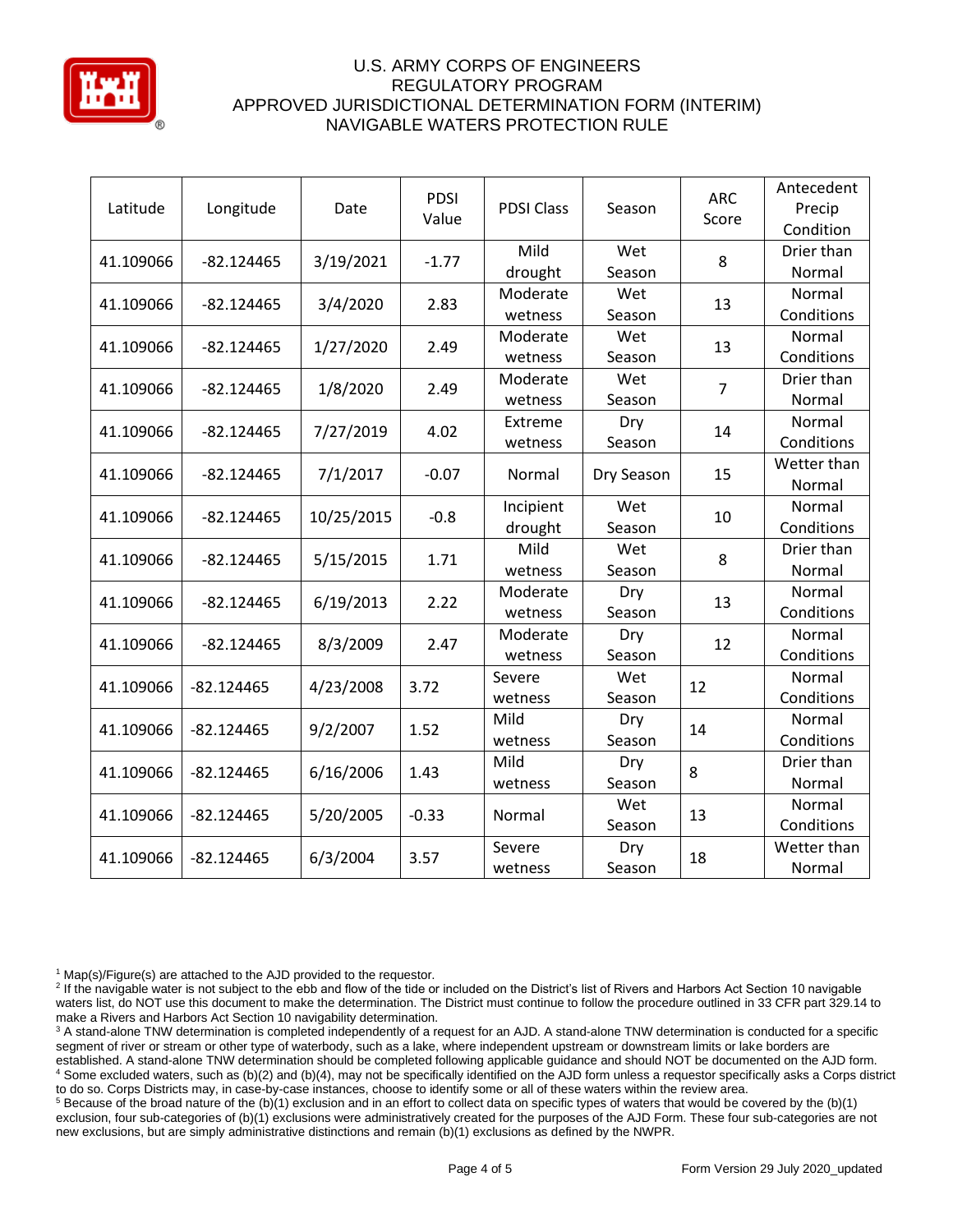# U.S. ARMY CORPS OF ENGINEERS
# REGULATORY PROGRAM
# APPROVED JURISDICTIONAL DETERMINATION FORM (INTERIM)
# NAVIGABLE WATERS PROTECTION RULE

| Latitude | Longitude | Date | PDSI Value | PDSI Class | Season | ARC Score | Antecedent Precip Condition |
|---|---|---|---|---|---|---|---|
| 41.109066 | -82.124465 | 3/19/2021 | -1.77 | Mild drought | Wet Season | 8 | Drier than Normal |
| 41.109066 | -82.124465 | 3/4/2020 | 2.83 | Moderate wetness | Wet Season | 13 | Normal Conditions |
| 41.109066 | -82.124465 | 1/27/2020 | 2.49 | Moderate wetness | Wet Season | 13 | Normal Conditions |
| 41.109066 | -82.124465 | 1/8/2020 | 2.49 | Moderate wetness | Wet Season | 7 | Drier than Normal |
| 41.109066 | -82.124465 | 7/27/2019 | 4.02 | Extreme wetness | Dry Season | 14 | Normal Conditions |
| 41.109066 | -82.124465 | 7/1/2017 | -0.07 | Normal | Dry Season | 15 | Wetter than Normal |
| 41.109066 | -82.124465 | 10/25/2015 | -0.8 | Incipient drought | Wet Season | 10 | Normal Conditions |
| 41.109066 | -82.124465 | 5/15/2015 | 1.71 | Mild wetness | Wet Season | 8 | Drier than Normal |
| 41.109066 | -82.124465 | 6/19/2013 | 2.22 | Moderate wetness | Dry Season | 13 | Normal Conditions |
| 41.109066 | -82.124465 | 8/3/2009 | 2.47 | Moderate wetness | Dry Season | 12 | Normal Conditions |
| 41.109066 | -82.124465 | 4/23/2008 | 3.72 | Severe wetness | Wet Season | 12 | Normal Conditions |
| 41.109066 | -82.124465 | 9/2/2007 | 1.52 | Mild wetness | Dry Season | 14 | Normal Conditions |
| 41.109066 | -82.124465 | 6/16/2006 | 1.43 | Mild wetness | Dry Season | 8 | Drier than Normal |
| 41.109066 | -82.124465 | 5/20/2005 | -0.33 | Normal | Wet Season | 13 | Normal Conditions |
| 41.109066 | -82.124465 | 6/3/2004 | 3.57 | Severe wetness | Dry Season | 18 | Wetter than Normal |

[1] Map(s)/Figure(s) are attached to the AJD provided to the requestor.
[2] If the navigable water is not subject to the ebb and flow of the tide or included on the District's list of Rivers and Harbors Act Section 10 navigable waters list, do NOT use this document to make the determination. The District must continue to follow the procedure outlined in 33 CFR part 329.14 to make a Rivers and Harbors Act Section 10 navigability determination.
[3] A stand-alone TNW determination is completed independently of a request for an AJD. A stand-alone TNW determination is conducted for a specific segment of river or stream or other type of waterbody, such as a lake, where independent upstream or downstream limits or lake borders are established. A stand-alone TNW determination should be completed following applicable guidance and should NOT be documented on the AJD form.
[4] Some excluded waters, such as (b)(2) and (b)(4), may not be specifically identified on the AJD form unless a requestor specifically asks a Corps district to do so. Corps Districts may, in case-by-case instances, choose to identify some or all of these waters within the review area.
[5] Because of the broad nature of the (b)(1) exclusion and in an effort to collect data on specific types of waters that would be covered by the (b)(1) exclusion, four sub-categories of (b)(1) exclusions were administratively created for the purposes of the AJD Form. These four sub-categories are not new exclusions, but are simply administrative distinctions and remain (b)(1) exclusions as defined by the NWPR.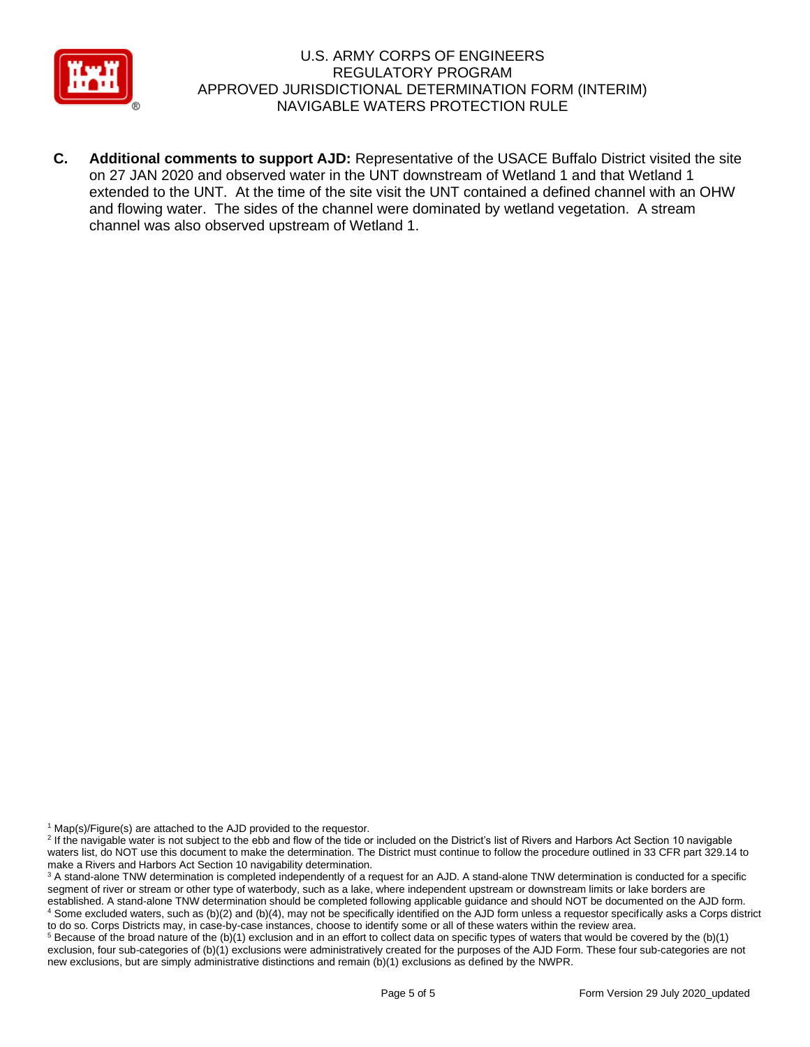**C. Additional comments to support AJD:** Representative of the USACE Buffalo District visited the site on 27 JAN 2020 and observed water in the UNT downstream of Wetland 1 and that Wetland 1 extended to the UNT. At the time of the site visit the UNT contained a defined channel with an OHW and flowing water. The sides of the channel were dominated by wetland vegetation. A stream channel was also observed upstream of Wetland 1.

[1] Map(s)/Figure(s) are attached to the AJD provided to the requestor.

[2] If the navigable water is not subject to the ebb and flow of the tide or included on the District's list of Rivers and Harbors Act Section 10 navigable waters list, do NOT use this document to make the determination. The District must continue to follow the procedure outlined in 33 CFR part 329.14 to make a Rivers and Harbors Act Section 10 navigability determination.

[3] A stand-alone TNW determination is completed independently of a request for an AJD. A stand-alone TNW determination is conducted for a specific segment of river or stream or other type of waterbody, such as a lake, where independent upstream or downstream limits or lake borders are established. A stand-alone TNW determination should be completed following applicable guidance and should NOT be documented on the AJD form.

[4] Some excluded waters, such as (b)(2) and (b)(4), may not be specifically identified on the AJD form unless a requestor specifically asks a Corps district to do so. Corps Districts may, in case-by-case instances, choose to identify some or all of these waters within the review area.

[5] Because of the broad nature of the (b)(1) exclusion and in an effort to collect data on specific types of waters that would be covered by the (b)(1) exclusion, four sub-categories of (b)(1) exclusions were administratively created for the purposes of the AJD Form. These four sub-categories are not new exclusions, but are simply administrative distinctions and remain (b)(1) exclusions as defined by the NWPR.